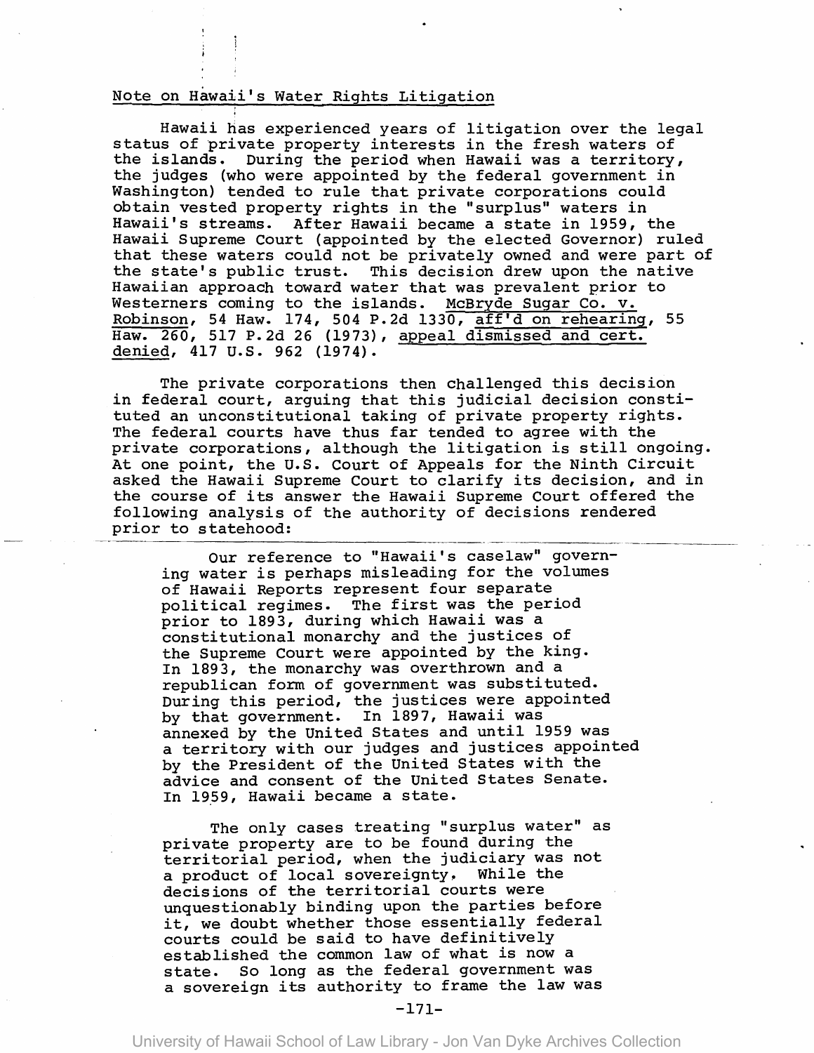## Note on Hawaii's Water Rights Litigation

Hawaii has experienced years of litigation over the legal status of private property interests in the fresh waters of the islands. During the period when Hawaii was a territory, the judges (who were appointed by the federal government in Washington) tended to rule that private corporations could obtain vested property rights in the "surplus" waters in Hawaii's streams. After Hawaii became a state in 1959, the Hawaii Supreme Court (appointed by the elected Governor) ruled that these waters could not be privately owned and were part of the state's public trust. This decision drew upon the native Hawaiian approach toward water that was prevalent prior to Westerners coming to the islands. McBryde Sugar Co. v. Robinson, 54 Haw. 174, 504 P.2d 1330, aff'd on rehearing, 55 Haw. 260, 517 P.2d 26 (1973), appeal dismissed and cert. denied, 417 U.S. 962 (1974).

The private corporations then challenged this decision in federal court, arguing that this judicial decision constituted an unconstitutional taking of private property rights. The federal courts have thus far tended to agree with the private corporations, although the litigation is still ongoing. At one point, the U.S. Court of Appeals for the Ninth Circuit asked the Hawaii Supreme Court to clarify its decision, and in the course of its answer the Hawaii Supreme Court offered the following analysis of the authority of decisions rendered prior to statehood:

> Our reference to "Hawaii's caselaw" governing water is perhaps misleading for the volumes of Hawaii Reports represent four separate political regimes. The first was the period prior to 1893, during which Hawaii was a constitutional monarchy and the justices of the Supreme Court were appointed by the king. In 1893, the monarchy was overthrown and a republican form of government was substituted. During this period, the justices were appointed by that government. In 1897, Hawaii was annexed by the United States and until 1959 was a territory with our judges and justices appointed by the President of the United States with the advice and consent of the United States Senate. In 1959, Hawaii became a state.
>
> The only cases treating "surplus water" as private property are to be found during the territorial period, when the judiciary was not a product of local sovereignty. While the decisions of the territorial courts were unquestionably binding upon the parties before it, we doubt whether those essentially federal courts could be said to have definitively established the common law of what is now a state. So long as the federal government was a sovereign its authority to frame the law was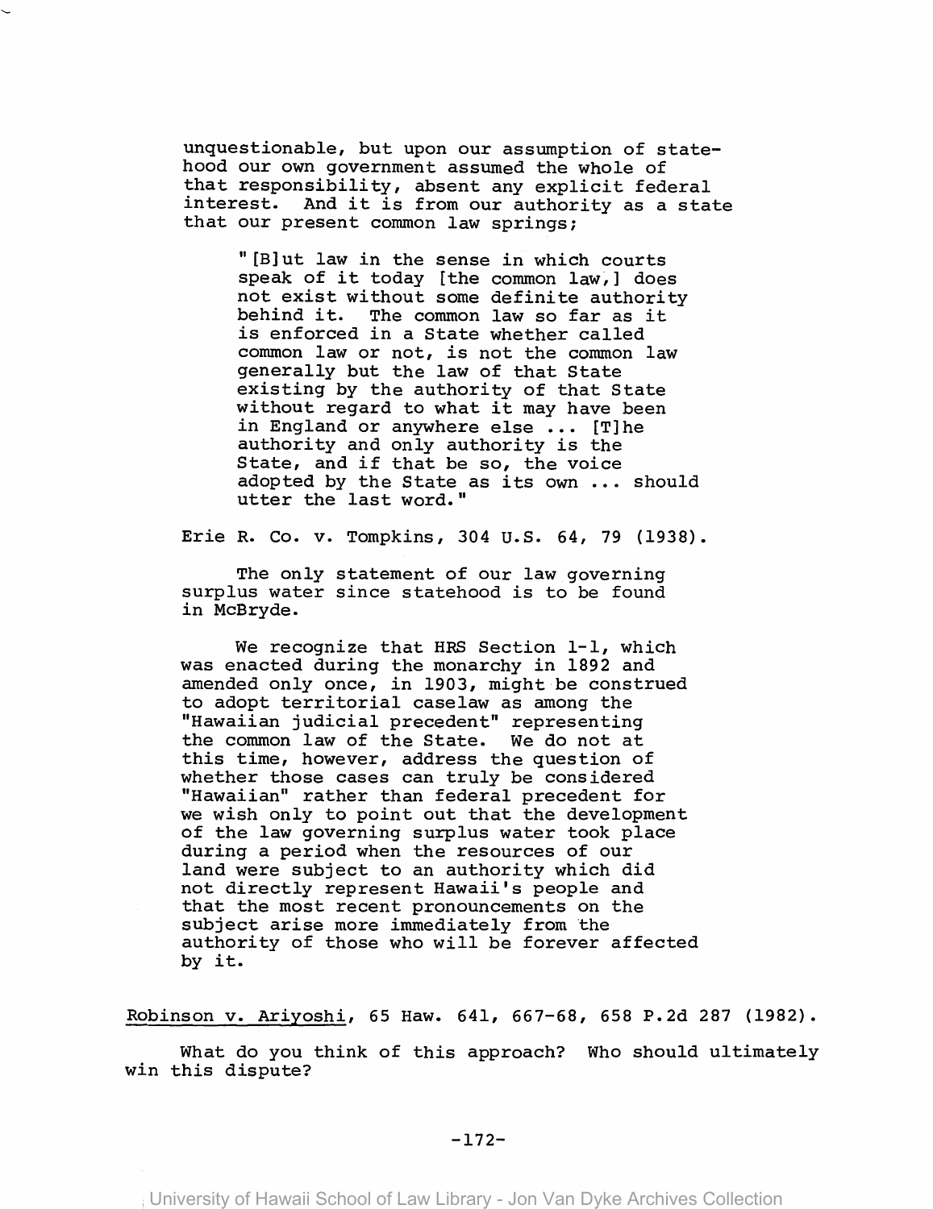unquestionable, but upon our assumption of statehood our own government assumed the whole of that responsibility, absent any explicit federal interest. And it is from our authority as a state that our present common law springs;

> "[B]ut law in the sense in which courts speak of it today [the common law,] does not exist without some definite authority behind it. The common law so far as it is enforced in a State whether called common law or not, is not the common law generally but the law of that State existing by the authority of that State without regard to what it may have been in England or anywhere else ... [T]he authority and only authority is the State, and if that be so, the voice adopted by the State as its own ... should utter the last word."

Erie R. Co. v. Tompkins, 304 U.S. 64, 79 (1938).

The only statement of our law governing surplus water since statehood is to be found in McBryde.

We recognize that HRS Section 1-1, which was enacted during the monarchy in 1892 and amended only once, in 1903, might be construed to adopt territorial caselaw as among the "Hawaiian judicial precedent" representing the common law of the State. We do not at this time, however, address the question of whether those cases can truly be considered "Hawaiian" rather than federal precedent for we wish only to point out that the development of the law governing surplus water took place during a period when the resources of our land were subject to an authority which did not directly represent Hawaii's people and that the most recent pronouncements on the subject arise more immediately from the authority of those who will be forever affected by it.

Robinson v. Ariyoshi, 65 Haw. 641, 667-68, 658 P.2d 287 (1982).

What do you think of this approach? Who should ultimately win this dispute?